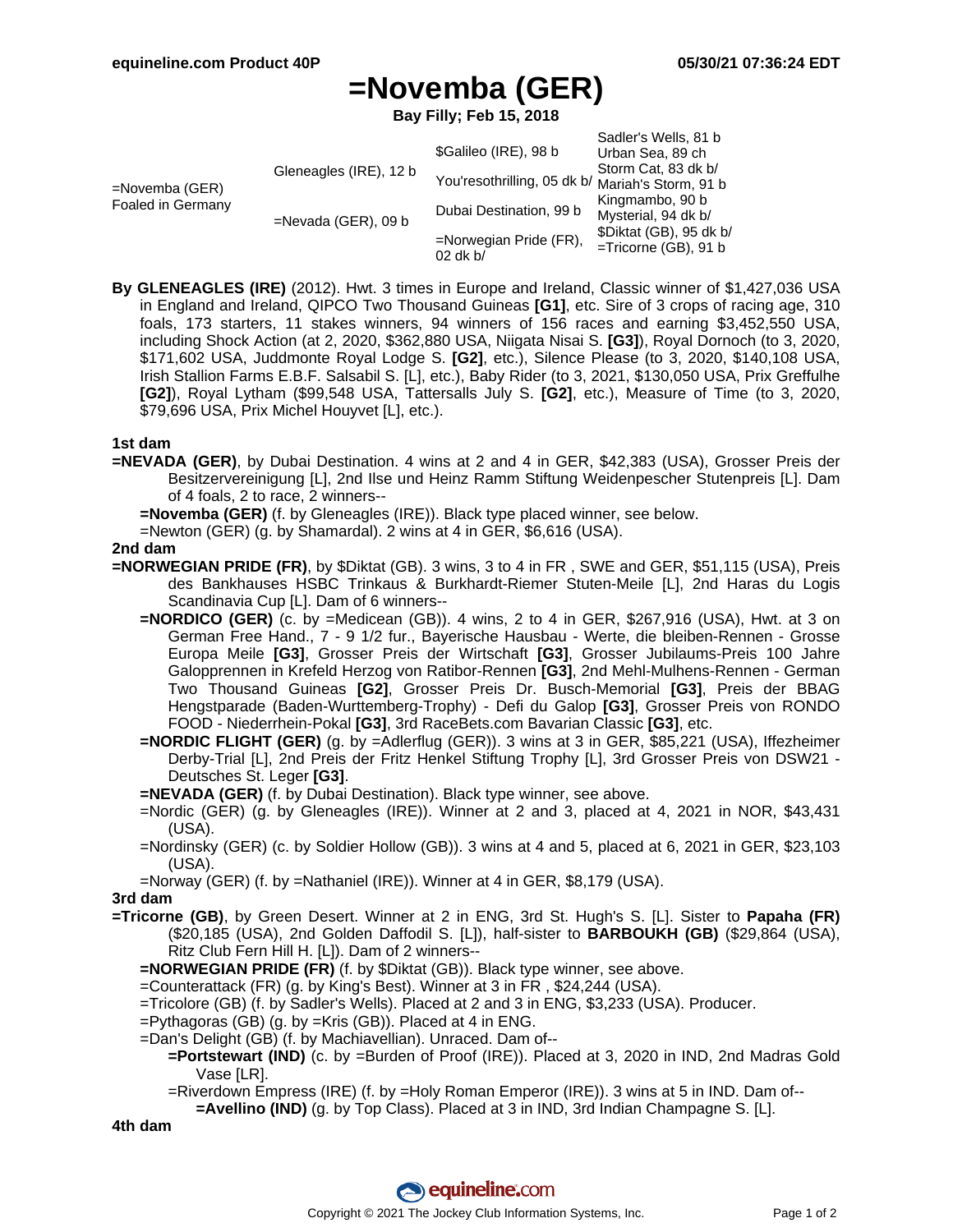# =Novemba (GER)

**Bay Filly; Feb 15, 2018**

| | | | |
|---|---|---|---|
| =Novemba (GER) Foaled in Germany | Gleneagles (IRE), 12 b | $Galileo (IRE), 98 b | Sadler's Wells, 81 b |
| | | | Urban Sea, 89 ch |
| | | You'resothrilling, 05 dk b/ | Storm Cat, 83 dk b/ |
| | | | Mariah's Storm, 91 b |
| | =Nevada (GER), 09 b | Dubai Destination, 99 b | Kingmambo, 90 b |
| | | | Mysterial, 94 dk b/ |
| | | =Norwegian Pride (FR), 02 dk b/ | $Diktat (GB), 95 dk b/ |
| | | | =Tricorne (GB), 91 b |

**By GLENEAGLES (IRE)** (2012). Hwt. 3 times in Europe and Ireland, Classic winner of $1,427,036 USA in England and Ireland, QIPCO Two Thousand Guineas **[G1]**, etc. Sire of 3 crops of racing age, 310 foals, 173 starters, 11 stakes winners, 94 winners of 156 races and earning $3,452,550 USA, including Shock Action (at 2, 2020, $362,880 USA, Niigata Nisai S. **[G3]**), Royal Dornoch (to 3, 2020, $171,602 USA, Juddmonte Royal Lodge S. **[G2]**, etc.), Silence Please (to 3, 2020, $140,108 USA, Irish Stallion Farms E.B.F. Salsabil S. [L], etc.), Baby Rider (to 3, 2021, $130,050 USA, Prix Greffulhe **[G2]**), Royal Lytham ($99,548 USA, Tattersalls July S. **[G2]**, etc.), Measure of Time (to 3, 2020, $79,696 USA, Prix Michel Houyvet [L], etc.).

### 1st dam

**=NEVADA (GER)**, by Dubai Destination. 4 wins at 2 and 4 in GER, $42,383 (USA), Grosser Preis der Besitzervereinigung [L], 2nd Ilse und Heinz Ramm Stiftung Weidenpescher Stutenpreis [L]. Dam of 4 foals, 2 to race, 2 winners--

- **=Novemba (GER)** (f. by Gleneagles (IRE)). Black type placed winner, see below.
- =Newton (GER) (g. by Shamardal). 2 wins at 4 in GER, $6,616 (USA).

### 2nd dam

**=NORWEGIAN PRIDE (FR)**, by $Diktat (GB). 3 wins, 3 to 4 in FR , SWE and GER, $51,115 (USA), Preis des Bankhauses HSBC Trinkaus & Burkhardt-Riemer Stuten-Meile [L], 2nd Haras du Logis Scandinavia Cup [L]. Dam of 6 winners--

- **=NORDICO (GER)** (c. by =Medicean (GB)). 4 wins, 2 to 4 in GER, $267,916 (USA), Hwt. at 3 on German Free Hand., 7 - 9 1/2 fur., Bayerische Hausbau - Werte, die bleiben-Rennen - Grosse Europa Meile **[G3]**, Grosser Preis der Wirtschaft **[G3]**, Grosser Jubilaums-Preis 100 Jahre Galopprennen in Krefeld Herzog von Ratibor-Rennen **[G3]**, 2nd Mehl-Mulhens-Rennen - German Two Thousand Guineas **[G2]**, Grosser Preis Dr. Busch-Memorial **[G3]**, Preis der BBAG Hengstparade (Baden-Wurttemberg-Trophy) - Defi du Galop **[G3]**, Grosser Preis von RONDO FOOD - Niederrhein-Pokal **[G3]**, 3rd RaceBets.com Bavarian Classic **[G3]**, etc.
- **=NORDIC FLIGHT (GER)** (g. by =Adlerflug (GER)). 3 wins at 3 in GER, $85,221 (USA), Iffezheimer Derby-Trial [L], 2nd Preis der Fritz Henkel Stiftung Trophy [L], 3rd Grosser Preis von DSW21 - Deutsches St. Leger **[G3]**.
- **=NEVADA (GER)** (f. by Dubai Destination). Black type winner, see above.
- =Nordic (GER) (g. by Gleneagles (IRE)). Winner at 2 and 3, placed at 4, 2021 in NOR, $43,431 (USA).
- =Nordinsky (GER) (c. by Soldier Hollow (GB)). 3 wins at 4 and 5, placed at 6, 2021 in GER, $23,103 (USA).
- =Norway (GER) (f. by =Nathaniel (IRE)). Winner at 4 in GER, $8,179 (USA).

### 3rd dam

**=Tricorne (GB)**, by Green Desert. Winner at 2 in ENG, 3rd St. Hugh's S. [L]. Sister to **Papaha (FR)** ($20,185 (USA), 2nd Golden Daffodil S. [L]), half-sister to **BARBOUKH (GB)** ($29,864 (USA), Ritz Club Fern Hill H. [L]). Dam of 2 winners--

- **=NORWEGIAN PRIDE (FR)** (f. by $Diktat (GB)). Black type winner, see above.
- =Counterattack (FR) (g. by King's Best). Winner at 3 in FR , $24,244 (USA).
- =Tricolore (GB) (f. by Sadler's Wells). Placed at 2 and 3 in ENG, $3,233 (USA). Producer.
- =Pythagoras (GB) (g. by =Kris (GB)). Placed at 4 in ENG.
- =Dan's Delight (GB) (f. by Machiavellian). Unraced. Dam of--
  - **=Portstewart (IND)** (c. by =Burden of Proof (IRE)). Placed at 3, 2020 in IND, 2nd Madras Gold Vase [LR].
  - =Riverdown Empress (IRE) (f. by =Holy Roman Emperor (IRE)). 3 wins at 5 in IND. Dam of--
    - **=Avellino (IND)** (g. by Top Class). Placed at 3 in IND, 3rd Indian Champagne S. [L].

### 4th dam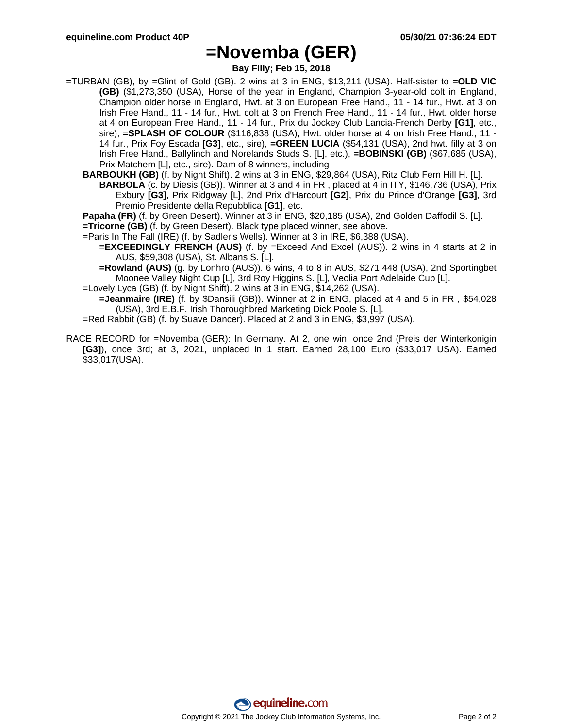# =Novemba (GER)

**Bay Filly; Feb 15, 2018**

=TURBAN (GB), by =Glint of Gold (GB). 2 wins at 3 in ENG, $13,211 (USA). Half-sister to **=OLD VIC (GB)** ($1,273,350 (USA), Horse of the year in England, Champion 3-year-old colt in England, Champion older horse in England, Hwt. at 3 on European Free Hand., 11 - 14 fur., Hwt. at 3 on Irish Free Hand., 11 - 14 fur., Hwt. colt at 3 on French Free Hand., 11 - 14 fur., Hwt. older horse at 4 on European Free Hand., 11 - 14 fur., Prix du Jockey Club Lancia-French Derby **[G1]**, etc., sire), **=SPLASH OF COLOUR** ($116,838 (USA), Hwt. older horse at 4 on Irish Free Hand., 11 - 14 fur., Prix Foy Escada **[G3]**, etc., sire), **=GREEN LUCIA** ($54,131 (USA), 2nd hwt. filly at 3 on Irish Free Hand., Ballylinch and Norelands Studs S. [L], etc.), **=BOBINSKI (GB)** ($67,685 (USA), Prix Matchem [L], etc., sire). Dam of 8 winners, including--

- **BARBOUKH (GB)** (f. by Night Shift). 2 wins at 3 in ENG, $29,864 (USA), Ritz Club Fern Hill H. [L].
  - **BARBOLA** (c. by Diesis (GB)). Winner at 3 and 4 in FR , placed at 4 in ITY, $146,736 (USA), Prix Exbury **[G3]**, Prix Ridgway [L], 2nd Prix d'Harcourt **[G2]**, Prix du Prince d'Orange **[G3]**, 3rd Premio Presidente della Repubblica **[G1]**, etc.
- **Papaha (FR)** (f. by Green Desert). Winner at 3 in ENG, $20,185 (USA), 2nd Golden Daffodil S. [L].
- **=Tricorne (GB)** (f. by Green Desert). Black type placed winner, see above.
- =Paris In The Fall (IRE) (f. by Sadler's Wells). Winner at 3 in IRE, $6,388 (USA).
  - **=EXCEEDINGLY FRENCH (AUS)** (f. by =Exceed And Excel (AUS)). 2 wins in 4 starts at 2 in AUS, $59,308 (USA), St. Albans S. [L].
  - **=Rowland (AUS)** (g. by Lonhro (AUS)). 6 wins, 4 to 8 in AUS, $271,448 (USA), 2nd Sportingbet Moonee Valley Night Cup [L], 3rd Roy Higgins S. [L], Veolia Port Adelaide Cup [L].
- =Lovely Lyca (GB) (f. by Night Shift). 2 wins at 3 in ENG, $14,262 (USA).
  - **=Jeanmaire (IRE)** (f. by $Dansili (GB)). Winner at 2 in ENG, placed at 4 and 5 in FR , $54,028 (USA), 3rd E.B.F. Irish Thoroughbred Marketing Dick Poole S. [L].
- =Red Rabbit (GB) (f. by Suave Dancer). Placed at 2 and 3 in ENG, $3,997 (USA).

RACE RECORD for =Novemba (GER): In Germany. At 2, one win, once 2nd (Preis der Winterkonigin **[G3]**), once 3rd; at 3, 2021, unplaced in 1 start. Earned 28,100 Euro ($33,017 USA). Earned $33,017(USA).